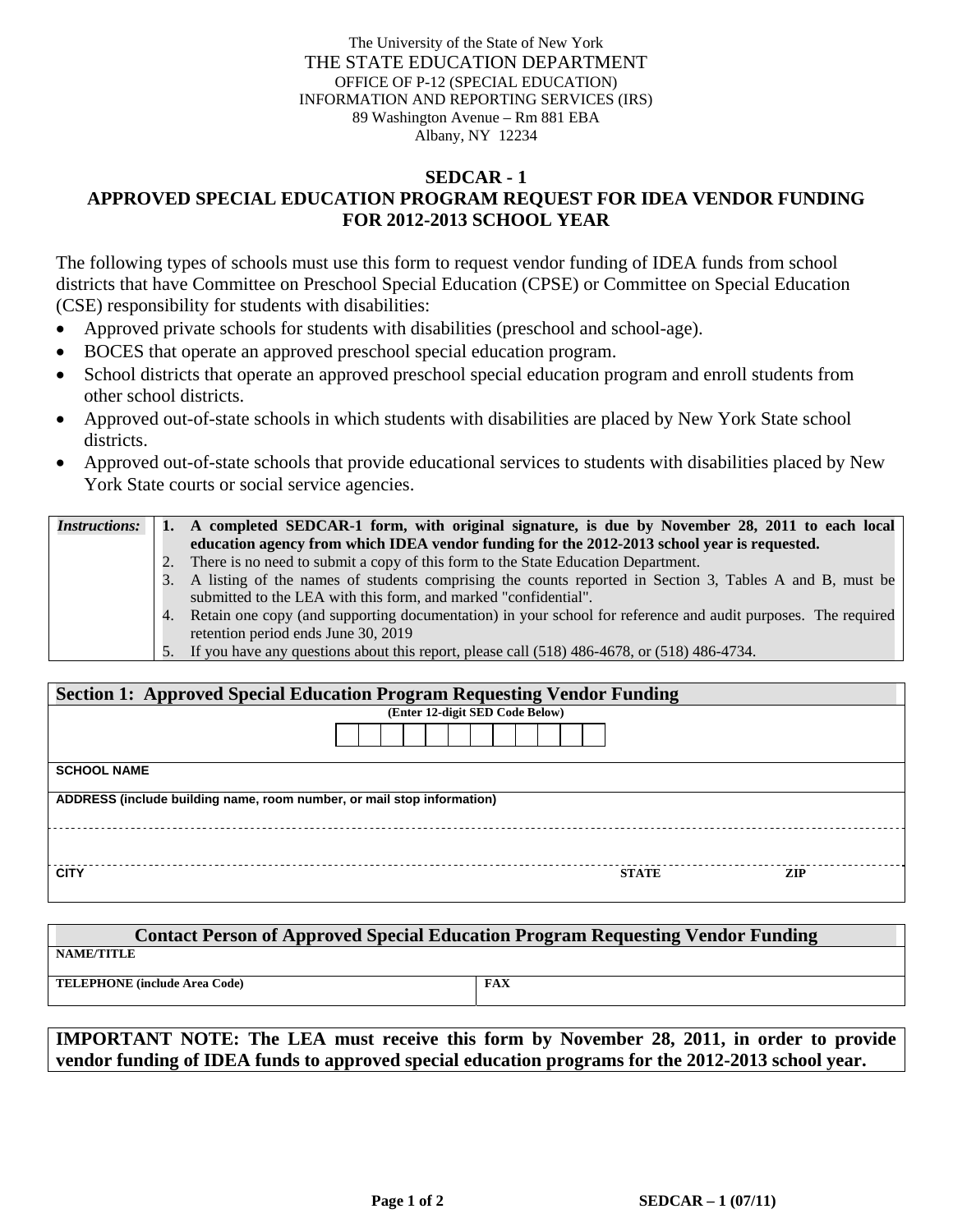The University of the State of New York

THE STATE EDUCATION DEPARTMENT

OFFICE OF P-12 (SPECIAL EDUCATION)

INFORMATION AND REPORTING SERVICES (IRS)

89 Washington Avenue – Rm 881 EBA

Albany, NY 12234

# SEDCAR - 1

## APPROVED SPECIAL EDUCATION PROGRAM REQUEST FOR IDEA VENDOR FUNDING FOR 2012-2013 SCHOOL YEAR

The following types of schools must use this form to request vendor funding of IDEA funds from school districts that have Committee on Preschool Special Education (CPSE) or Committee on Special Education (CSE) responsibility for students with disabilities:

- Approved private schools for students with disabilities (preschool and school-age).
- BOCES that operate an approved preschool special education program.
- School districts that operate an approved preschool special education program and enroll students from other school districts.
- Approved out-of-state schools in which students with disabilities are placed by New York State school districts.
- Approved out-of-state schools that provide educational services to students with disabilities placed by New York State courts or social service agencies.

| *Instructions:* | |
|---|---|
| | **1. A completed SEDCAR-1 form, with original signature, is due by November 28, 2011 to each local education agency from which IDEA vendor funding for the 2012-2013 school year is requested.** |
| | 2. There is no need to submit a copy of this form to the State Education Department. |
| | 3. A listing of the names of students comprising the counts reported in Section 3, Tables A and B, must be submitted to the LEA with this form, and marked "confidential". |
| | 4. Retain one copy (and supporting documentation) in your school for reference and audit purposes. The required retention period ends June 30, 2019 |
| | 5. If you have any questions about this report, please call (518) 486-4678, or (518) 486-4734. |

| **Section 1: Approved Special Education Program Requesting Vendor Funding** | | |
|---|---|---|
| **(Enter 12-digit SED Code Below)** | | |
| SCHOOL NAME | | |
| ADDRESS (include building name, room number, or mail stop information) | | |
| | | |
| CITY | STATE | ZIP |

| **Contact Person of Approved Special Education Program Requesting Vendor Funding** | |
|---|---|
| NAME/TITLE | |
| TELEPHONE (include Area Code) | FAX |

**IMPORTANT NOTE: The LEA must receive this form by November 28, 2011, in order to provide vendor funding of IDEA funds to approved special education programs for the 2012-2013 school year.**

SEDCAR – 1 (07/11)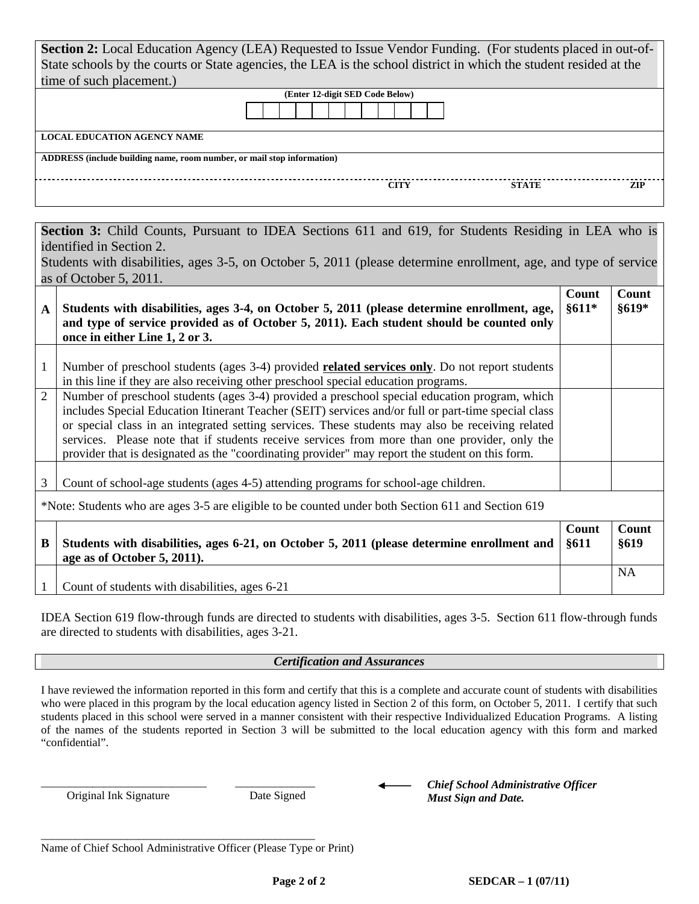**Section 2:** Local Education Agency (LEA) Requested to Issue Vendor Funding. (For students placed in out-of-State schools by the courts or State agencies, the LEA is the school district in which the student resided at the time of such placement.)

**(Enter 12-digit SED Code Below)**

| | | | | | | | | | | | |
|---|---|---|---|---|---|---|---|---|---|---|---|
| | | | | | | | | | | | |

**LOCAL EDUCATION AGENCY NAME**

**ADDRESS (include building name, room number, or mail stop information)**

**CITY** **STATE** **ZIP**

**Section 3:** Child Counts, Pursuant to IDEA Sections 611 and 619, for Students Residing in LEA who is identified in Section 2.
Students with disabilities, ages 3-5, on October 5, 2011 (please determine enrollment, age, and type of service as of October 5, 2011.

| | | | |
|---|---|---|---|
| **A** | **Students with disabilities, ages 3-4, on October 5, 2011 (please determine enrollment, age, and type of service provided as of October 5, 2011). Each student should be counted only once in either Line 1, 2 or 3.** | **Count §611*** | **Count §619*** |
| 1 | Number of preschool students (ages 3-4) provided **<u>related services only</u>**. Do not report students in this line if they are also receiving other preschool special education programs. | | |
| 2 | Number of preschool students (ages 3-4) provided a preschool special education program, which includes Special Education Itinerant Teacher (SEIT) services and/or full or part-time special class or special class in an integrated setting services. These students may also be receiving related services. Please note that if students receive services from more than one provider, only the provider that is designated as the "coordinating provider" may report the student on this form. | | |
| 3 | Count of school-age students (ages 4-5) attending programs for school-age children. | | |
| *Note: Students who are ages 3-5 are eligible to be counted under both Section 611 and Section 619 | | | |
| **B** | **Students with disabilities, ages 6-21, on October 5, 2011 (please determine enrollment and age as of October 5, 2011).** | **Count §611** | **Count §619** |
| 1 | Count of students with disabilities, ages 6-21 | | NA |

IDEA Section 619 flow-through funds are directed to students with disabilities, ages 3-5. Section 611 flow-through funds are directed to students with disabilities, ages 3-21.

***Certification and Assurances***

I have reviewed the information reported in this form and certify that this is a complete and accurate count of students with disabilities who were placed in this program by the local education agency listed in Section 2 of this form, on October 5, 2011. I certify that such students placed in this school were served in a manner consistent with their respective Individualized Education Programs. A listing of the names of the students reported in Section 3 will be submitted to the local education agency with this form and marked "confidential".

_____________________________ _______________
Original Ink Signature Date Signed ← ***Chief School Administrative Officer Must Sign and Date.***

__________________________________________________
Name of Chief School Administrative Officer (Please Type or Print)

**SEDCAR – 1 (07/11)**